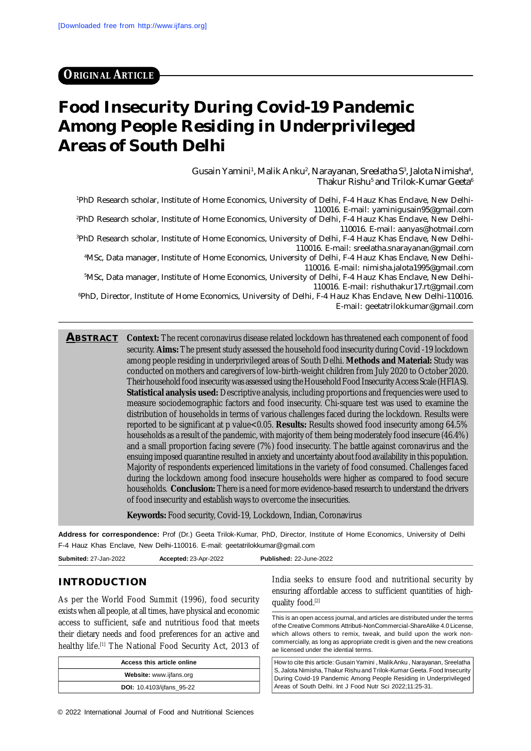ORIGINAL ARTICLE

# Food Insecurity During Covid-19 Pandemic Among People Residing in Underprivileged Areas of South Delhi

Gusain Yamini[1], Malik Anku[2], Narayanan, Sreelatha S[3], Jalota Nimisha[4], Thakur Rishu[5] and Trilok-Kumar Geeta[6]

[1]PhD Research scholar, Institute of Home Economics, University of Delhi, F-4 Hauz Khas Enclave, New Delhi-110016. E-mail: yaminigusain95@gmail.com

[2]PhD Research scholar, Institute of Home Economics, University of Delhi, F-4 Hauz Khas Enclave, New Delhi-110016. E-mail: aanyas@hotmail.com

[3]PhD Research scholar, Institute of Home Economics, University of Delhi, F-4 Hauz Khas Enclave, New Delhi-110016. E-mail: sreelatha.snarayanan@gmail.com

[4]MSc, Data manager, Institute of Home Economics, University of Delhi, F-4 Hauz Khas Enclave, New Delhi-110016. E-mail: nimisha.jalota1995@gmail.com

[5]MSc, Data manager, Institute of Home Economics, University of Delhi, F-4 Hauz Khas Enclave, New Delhi-110016. E-mail: rishuthakur17.rt@gmail.com

[6]PhD, Director, Institute of Home Economics, University of Delhi, F-4 Hauz Khas Enclave, New Delhi-110016. E-mail: geetatrilokkumar@gmail.com

## ABSTRACT

**Context:** The recent coronavirus disease related lockdown has threatened each component of food security. **Aims:** The present study assessed the household food insecurity during Covid -19 lockdown among people residing in underprivileged areas of South Delhi. **Methods and Material:** Study was conducted on mothers and caregivers of low-birth-weight children from July 2020 to October 2020. Their household food insecurity was assessed using the Household Food Insecurity Access Scale (HFIAS). **Statistical analysis used:** Descriptive analysis, including proportions and frequencies were used to measure sociodemographic factors and food insecurity. Chi-square test was used to examine the distribution of households in terms of various challenges faced during the lockdown. Results were reported to be significant at p value<0.05. **Results:** Results showed food insecurity among 64.5% households as a result of the pandemic, with majority of them being moderately food insecure (46.4%) and a small proportion facing severe (7%) food insecurity. The battle against coronavirus and the ensuing imposed quarantine resulted in anxiety and uncertainty about food availability in this population. Majority of respondents experienced limitations in the variety of food consumed. Challenges faced during the lockdown among food insecure households were higher as compared to food secure households. **Conclusion:** There is a need for more evidence-based research to understand the drivers of food insecurity and establish ways to overcome the insecurities.

**Keywords:** Food security, Covid-19, Lockdown, Indian, Coronavirus

**Address for correspondence:** Prof (Dr.) Geeta Trilok-Kumar, PhD, Director, Institute of Home Economics, University of Delhi F-4 Hauz Khas Enclave, New Delhi-110016. E-mail: geetatrilokkumar@gmail.com

**Submited:** 27-Jan-2022 **Accepted:** 23-Apr-2022 **Published:** 22-June-2022

## INTRODUCTION

As per the World Food Summit (1996), food security exists when all people, at all times, have physical and economic access to sufficient, safe and nutritious food that meets their dietary needs and food preferences for an active and healthy life.[1] The National Food Security Act, 2013 of India seeks to ensure food and nutritional security by ensuring affordable access to sufficient quantities of high-quality food.[2]

| Access this article online |
|---|
| **Website:** www.ijfans.org |
| **DOI:** 10.4103/ijfans_95-22 |

This is an open access journal, and articles are distributed under the terms of the Creative Commons Attributi-NonCommercial-ShareAlike 4.0 License, which allows others to remix, tweak, and build upon the work non-commercially, as long as appropriate credit is given and the new creations ae licensed under the idential terms.

How to cite this article: Gusain Yamini , Malik Anku , Narayanan, Sreelatha S, Jalota Nimisha, Thakur Rishu and Trilok-Kumar Geeta. Food Insecurity During Covid-19 Pandemic Among People Residing in Underprivileged Areas of South Delhi. Int J Food Nutr Sci 2022;11:25-31.

© 2022 International Journal of Food and Nutritional Sciences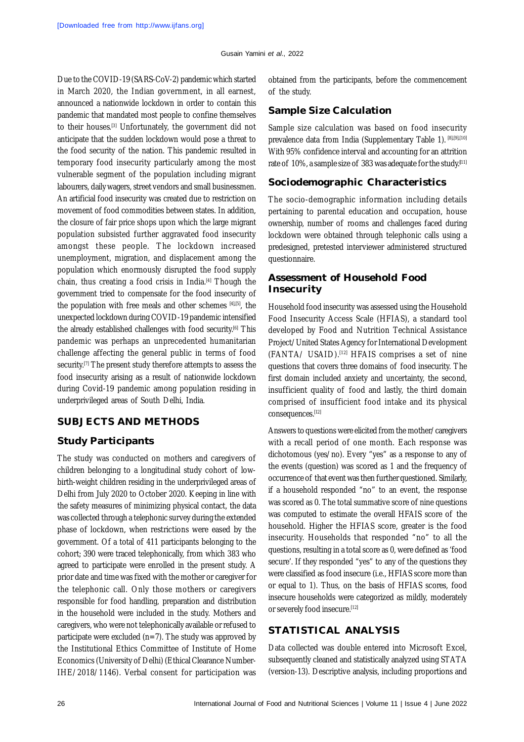Due to the COVID-19 (SARS-CoV-2) pandemic which started in March 2020, the Indian government, in all earnest, announced a nationwide lockdown in order to contain this pandemic that mandated most people to confine themselves to their houses.[3] Unfortunately, the government did not anticipate that the sudden lockdown would pose a threat to the food security of the nation. This pandemic resulted in temporary food insecurity particularly among the most vulnerable segment of the population including migrant labourers, daily wagers, street vendors and small businessmen. An artificial food insecurity was created due to restriction on movement of food commodities between states. In addition, the closure of fair price shops upon which the large migrant population subsisted further aggravated food insecurity amongst these people. The lockdown increased unemployment, migration, and displacement among the population which enormously disrupted the food supply chain, thus creating a food crisis in India.[4] Though the government tried to compensate for the food insecurity of the population with free meals and other schemes [4],[5], the unexpected lockdown during COVID-19 pandemic intensified the already established challenges with food security.[6] This pandemic was perhaps an unprecedented humanitarian challenge affecting the general public in terms of food security.[7] The present study therefore attempts to assess the food insecurity arising as a result of nationwide lockdown during Covid-19 pandemic among population residing in underprivileged areas of South Delhi, India.

## SUBJECTS AND METHODS

### Study Participants

The study was conducted on mothers and caregivers of children belonging to a longitudinal study cohort of low-birth-weight children residing in the underprivileged areas of Delhi from July 2020 to October 2020. Keeping in line with the safety measures of minimizing physical contact, the data was collected through a telephonic survey during the extended phase of lockdown, when restrictions were eased by the government. Of a total of 411 participants belonging to the cohort; 390 were traced telephonically, from which 383 who agreed to participate were enrolled in the present study. A prior date and time was fixed with the mother or caregiver for the telephonic call. Only those mothers or caregivers responsible for food handling, preparation and distribution in the household were included in the study. Mothers and caregivers, who were not telephonically available or refused to participate were excluded (n=7). The study was approved by the Institutional Ethics Committee of Institute of Home Economics (University of Delhi) (Ethical Clearance Number-IHE/2018/1146). Verbal consent for participation was obtained from the participants, before the commencement of the study.

### Sample Size Calculation

Sample size calculation was based on food insecurity prevalence data from India (Supplementary Table 1). [8],[9],[10] With 95% confidence interval and accounting for an attrition rate of 10%, a sample size of 383 was adequate for the study.[11]

### Sociodemographic Characteristics

The socio-demographic information including details pertaining to parental education and occupation, house ownership, number of rooms and challenges faced during lockdown were obtained through telephonic calls using a predesigned, pretested interviewer administered structured questionnaire.

### Assessment of Household Food Insecurity

Household food insecurity was assessed using the Household Food Insecurity Access Scale (HFIAS), a standard tool developed by Food and Nutrition Technical Assistance Project/United States Agency for International Development (FANTA/ USAID).[12] HFAIS comprises a set of nine questions that covers three domains of food insecurity. The first domain included anxiety and uncertainty, the second, insufficient quality of food and lastly, the third domain comprised of insufficient food intake and its physical consequences.[12]

Answers to questions were elicited from the mother/caregivers with a recall period of one month. Each response was dichotomous (yes/no). Every "yes" as a response to any of the events (question) was scored as 1 and the frequency of occurrence of that event was then further questioned. Similarly, if a household responded "no" to an event, the response was scored as 0. The total summative score of nine questions was computed to estimate the overall HFAIS score of the household. Higher the HFIAS score, greater is the food insecurity. Households that responded "no" to all the questions, resulting in a total score as 0, were defined as 'food secure'. If they responded "yes" to any of the questions they were classified as food insecure (i.e., HFIAS score more than or equal to 1). Thus, on the basis of HFIAS scores, food insecure households were categorized as mildly, moderately or severely food insecure.[12]

## STATISTICAL ANALYSIS

Data collected was double entered into Microsoft Excel, subsequently cleaned and statistically analyzed using STATA (version-13). Descriptive analysis, including proportions and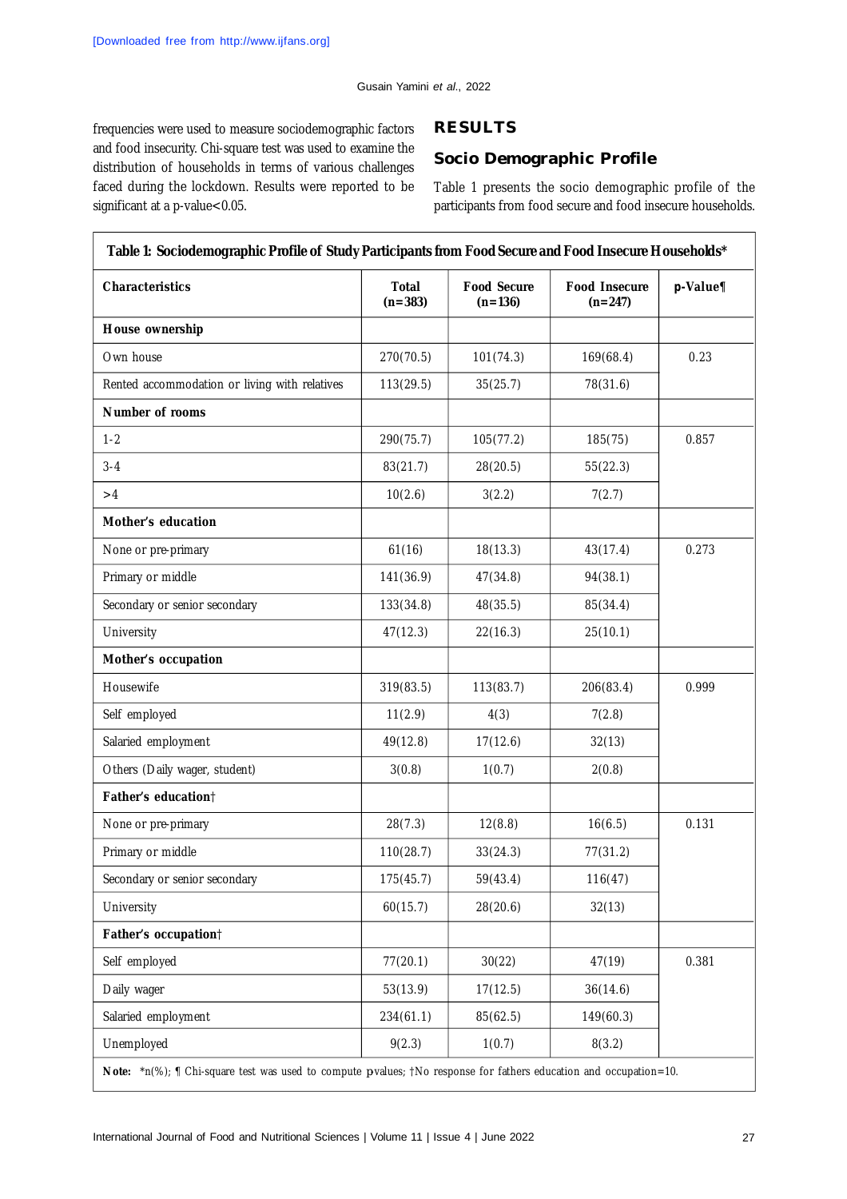frequencies were used to measure sociodemographic factors and food insecurity. Chi-square test was used to examine the distribution of households in terms of various challenges faced during the lockdown. Results were reported to be significant at a p-value<0.05.

## RESULTS

### Socio Demographic Profile

Table 1 presents the socio demographic profile of the participants from food secure and food insecure households.

**Table 1: Sociodemographic Profile of Study Participants from Food Secure and Food Insecure Households***

| Characteristics | Total (n=383) | Food Secure (n=136) | Food Insecure (n=247) | p-Value¶ |
|---|---|---|---|---|
| **House ownership** | | | | |
| Own house | 270(70.5) | 101(74.3) | 169(68.4) | 0.23 |
| Rented accommodation or living with relatives | 113(29.5) | 35(25.7) | 78(31.6) | |
| **Number of rooms** | | | | |
| 1-2 | 290(75.7) | 105(77.2) | 185(75) | 0.857 |
| 3-4 | 83(21.7) | 28(20.5) | 55(22.3) | |
| >4 | 10(2.6) | 3(2.2) | 7(2.7) | |
| **Mother's education** | | | | |
| None or pre-primary | 61(16) | 18(13.3) | 43(17.4) | 0.273 |
| Primary or middle | 141(36.9) | 47(34.8) | 94(38.1) | |
| Secondary or senior secondary | 133(34.8) | 48(35.5) | 85(34.4) | |
| University | 47(12.3) | 22(16.3) | 25(10.1) | |
| **Mother's occupation** | | | | |
| Housewife | 319(83.5) | 113(83.7) | 206(83.4) | 0.999 |
| Self employed | 11(2.9) | 4(3) | 7(2.8) | |
| Salaried employment | 49(12.8) | 17(12.6) | 32(13) | |
| Others (Daily wager, student) | 3(0.8) | 1(0.7) | 2(0.8) | |
| **Father's education**† | | | | |
| None or pre-primary | 28(7.3) | 12(8.8) | 16(6.5) | 0.131 |
| Primary or middle | 110(28.7) | 33(24.3) | 77(31.2) | |
| Secondary or senior secondary | 175(45.7) | 59(43.4) | 116(47) | |
| University | 60(15.7) | 28(20.6) | 32(13) | |
| **Father's occupation**† | | | | |
| Self employed | 77(20.1) | 30(22) | 47(19) | 0.381 |
| Daily wager | 53(13.9) | 17(12.5) | 36(14.6) | |
| Salaried employment | 234(61.1) | 85(62.5) | 149(60.3) | |
| Unemployed | 9(2.3) | 1(0.7) | 8(3.2) | |

**Note:** *n(%); ¶ Chi-square test was used to compute p-values; †No response for fathers education and occupation=10.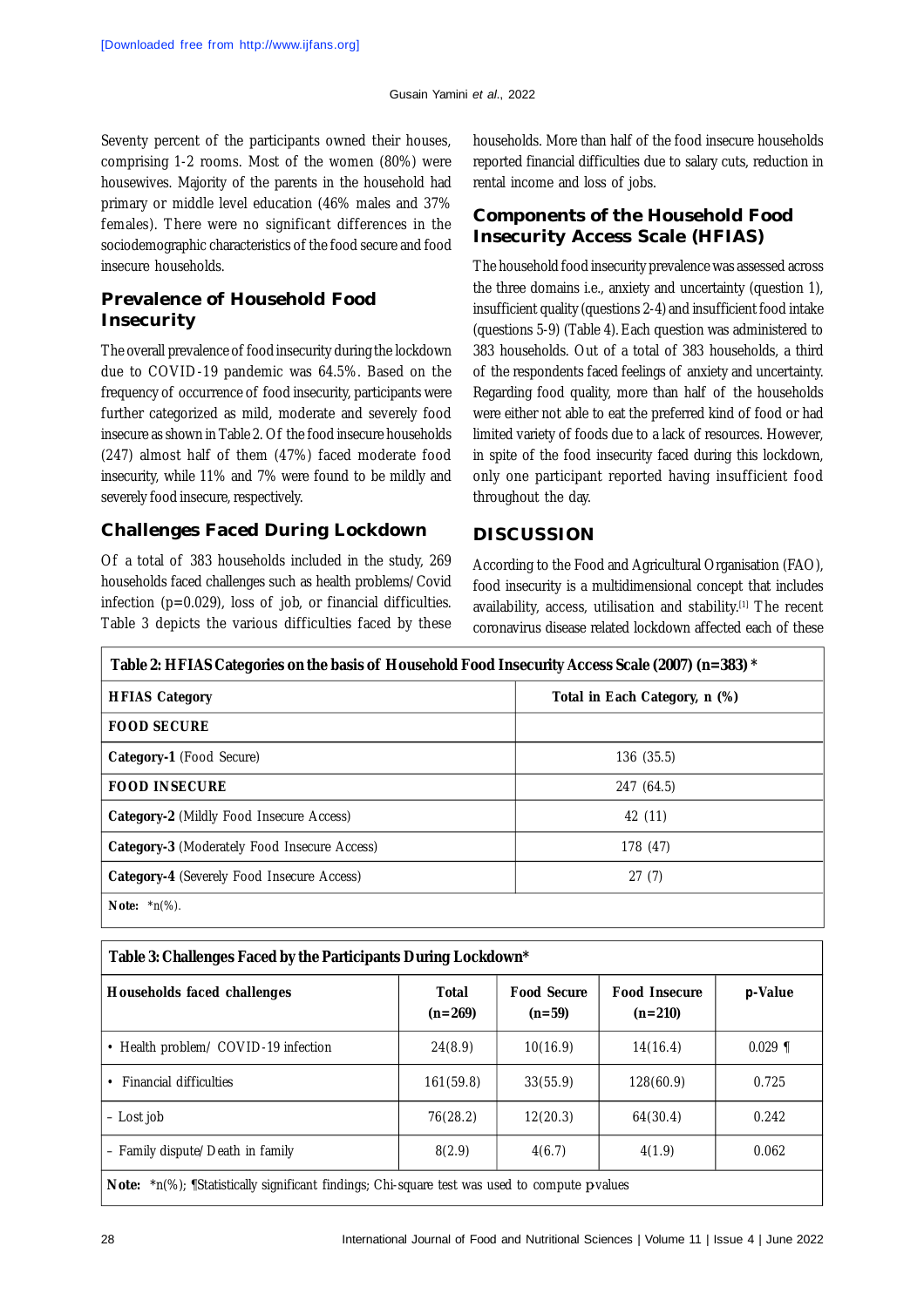Seventy percent of the participants owned their houses, comprising 1-2 rooms. Most of the women (80%) were housewives. Majority of the parents in the household had primary or middle level education (46% males and 37% females). There were no significant differences in the sociodemographic characteristics of the food secure and food insecure households.

### Prevalence of Household Food Insecurity

The overall prevalence of food insecurity during the lockdown due to COVID-19 pandemic was 64.5%. Based on the frequency of occurrence of food insecurity, participants were further categorized as mild, moderate and severely food insecure as shown in Table 2. Of the food insecure households (247) almost half of them (47%) faced moderate food insecurity, while 11% and 7% were found to be mildly and severely food insecure, respectively.

### Challenges Faced During Lockdown

Of a total of 383 households included in the study, 269 households faced challenges such as health problems/Covid infection (p=0.029), loss of job, or financial difficulties. Table 3 depicts the various difficulties faced by these households. More than half of the food insecure households reported financial difficulties due to salary cuts, reduction in rental income and loss of jobs.

### Components of the Household Food Insecurity Access Scale (HFIAS)

The household food insecurity prevalence was assessed across the three domains i.e., anxiety and uncertainty (question 1), insufficient quality (questions 2-4) and insufficient food intake (questions 5-9) (Table 4). Each question was administered to 383 households. Out of a total of 383 households, a third of the respondents faced feelings of anxiety and uncertainty. Regarding food quality, more than half of the households were either not able to eat the preferred kind of food or had limited variety of foods due to a lack of resources. However, in spite of the food insecurity faced during this lockdown, only one participant reported having insufficient food throughout the day.

## DISCUSSION

According to the Food and Agricultural Organisation (FAO), food insecurity is a multidimensional concept that includes availability, access, utilisation and stability.[1] The recent coronavirus disease related lockdown affected each of these

**Table 2: HFIAS Categories on the basis of Household Food Insecurity Access Scale (2007) (n=383) \***

| HFIAS Category | Total in Each Category, n (%) |
|---|---|
| **FOOD SECURE** | |
| **Category-1** (Food Secure) | 136 (35.5) |
| **FOOD INSECURE** | 247 (64.5) |
| **Category-2** (Mildly Food Insecure Access) | 42 (11) |
| **Category-3** (Moderately Food Insecure Access) | 178 (47) |
| **Category-4** (Severely Food Insecure Access) | 27 (7) |

**Note:** \*n(%).

**Table 3: Challenges Faced by the Participants During Lockdown\***

| Households faced challenges | Total (n=269) | Food Secure (n=59) | Food Insecure (n=210) | p-Value |
|---|---|---|---|---|
| • Health problem/ COVID-19 infection | 24(8.9) | 10(16.9) | 14(16.4) | 0.029 ¶ |
| • Financial difficulties | 161(59.8) | 33(55.9) | 128(60.9) | 0.725 |
| – Lost job | 76(28.2) | 12(20.3) | 64(30.4) | 0.242 |
| – Family dispute/ Death in family | 8(2.9) | 4(6.7) | 4(1.9) | 0.062 |

**Note:** \*n(%); ¶Statistically significant findings; Chi-square test was used to compute p-values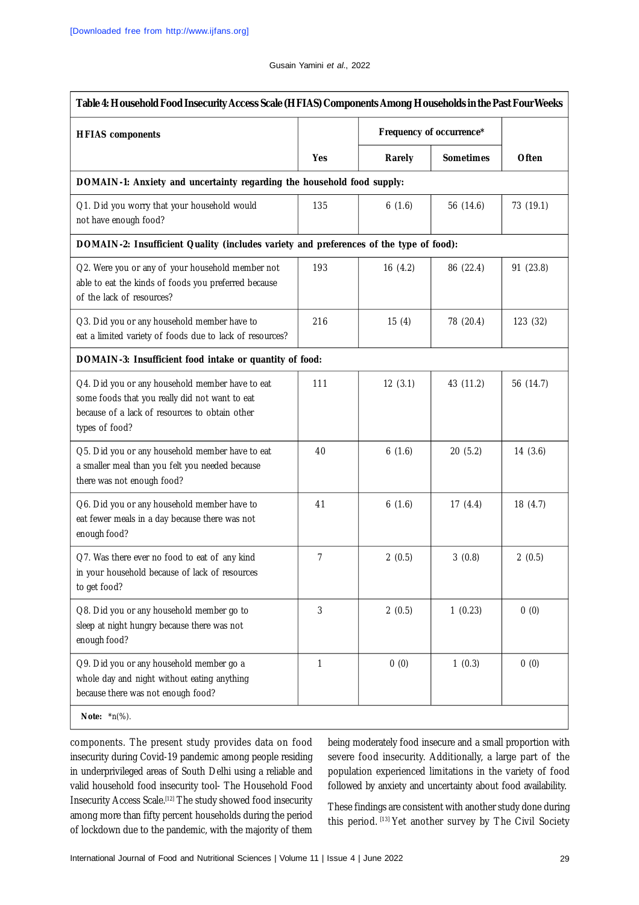**Table 4: Household Food Insecurity Access Scale (HFIAS) Components Among Households in the Past Four Weeks**

| HFIAS components | Yes | Frequency of occurrence* | | |
|---|---|---|---|---|
| | | Rarely | Sometimes | Often |
| **DOMAIN-1: Anxiety and uncertainty regarding the household food supply:** | | | | |
| Q1. Did you worry that your household would not have enough food? | 135 | 6 (1.6) | 56 (14.6) | 73 (19.1) |
| **DOMAIN-2: Insufficient Quality (includes variety and preferences of the type of food):** | | | | |
| Q2. Were you or any of your household member not able to eat the kinds of foods you preferred because of the lack of resources? | 193 | 16 (4.2) | 86 (22.4) | 91 (23.8) |
| Q3. Did you or any household member have to eat a limited variety of foods due to lack of resources? | 216 | 15 (4) | 78 (20.4) | 123 (32) |
| **DOMAIN-3: Insufficient food intake or quantity of food:** | | | | |
| Q4. Did you or any household member have to eat some foods that you really did not want to eat because of a lack of resources to obtain other types of food? | 111 | 12 (3.1) | 43 (11.2) | 56 (14.7) |
| Q5. Did you or any household member have to eat a smaller meal than you felt you needed because there was not enough food? | 40 | 6 (1.6) | 20 (5.2) | 14 (3.6) |
| Q6. Did you or any household member have to eat fewer meals in a day because there was not enough food? | 41 | 6 (1.6) | 17 (4.4) | 18 (4.7) |
| Q7. Was there ever no food to eat of any kind in your household because of lack of resources to get food? | 7 | 2 (0.5) | 3 (0.8) | 2 (0.5) |
| Q8. Did you or any household member go to sleep at night hungry because there was not enough food? | 3 | 2 (0.5) | 1 (0.23) | 0 (0) |
| Q9. Did you or any household member go a whole day and night without eating anything because there was not enough food? | 1 | 0 (0) | 1 (0.3) | 0 (0) |

**Note:** *n(%).

components. The present study provides data on food insecurity during Covid-19 pandemic among people residing in underprivileged areas of South Delhi using a reliable and valid household food insecurity tool- The Household Food Insecurity Access Scale.[12] The study showed food insecurity among more than fifty percent households during the period of lockdown due to the pandemic, with the majority of them being moderately food insecure and a small proportion with severe food insecurity. Additionally, a large part of the population experienced limitations in the variety of food followed by anxiety and uncertainty about food availability.

These findings are consistent with another study done during this period.[13] Yet another survey by The Civil Society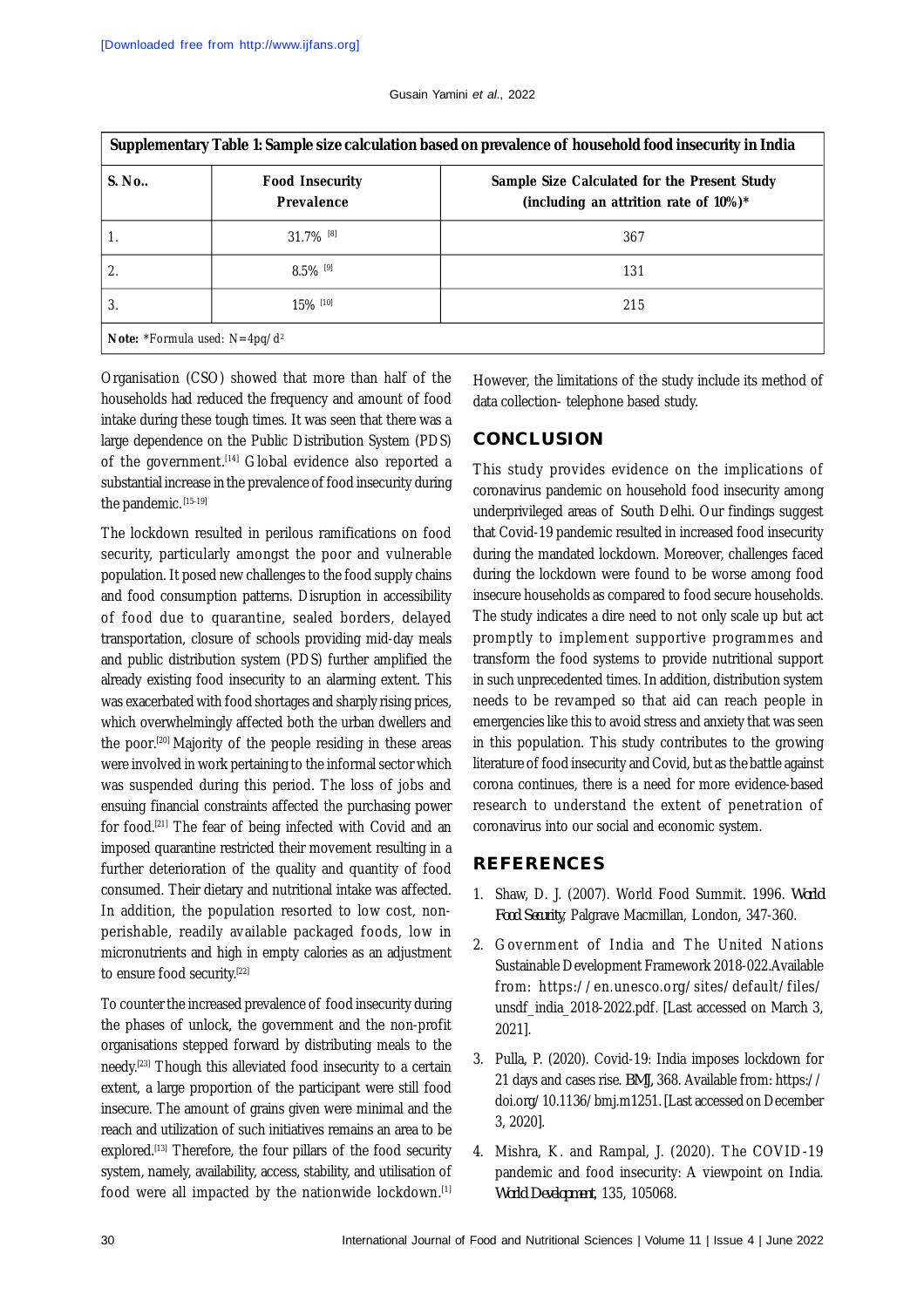**Supplementary Table 1: Sample size calculation based on prevalence of household food insecurity in India**

| S. No.. | Food Insecurity Prevalence | Sample Size Calculated for the Present Study (including an attrition rate of 10%)* |
|---|---|---|
| 1. | 31.7% [8] | 367 |
| 2. | 8.5% [9] | 131 |
| 3. | 15% [10] | 215 |

**Note:** *Formula used: $N=4pq/d^2$

Organisation (CSO) showed that more than half of the households had reduced the frequency and amount of food intake during these tough times. It was seen that there was a large dependence on the Public Distribution System (PDS) of the government.[14] Global evidence also reported a substantial increase in the prevalence of food insecurity during the pandemic.[15-19]

The lockdown resulted in perilous ramifications on food security, particularly amongst the poor and vulnerable population. It posed new challenges to the food supply chains and food consumption patterns. Disruption in accessibility of food due to quarantine, sealed borders, delayed transportation, closure of schools providing mid-day meals and public distribution system (PDS) further amplified the already existing food insecurity to an alarming extent. This was exacerbated with food shortages and sharply rising prices, which overwhelmingly affected both the urban dwellers and the poor.[20] Majority of the people residing in these areas were involved in work pertaining to the informal sector which was suspended during this period. The loss of jobs and ensuing financial constraints affected the purchasing power for food.[21] The fear of being infected with Covid and an imposed quarantine restricted their movement resulting in a further deterioration of the quality and quantity of food consumed. Their dietary and nutritional intake was affected. In addition, the population resorted to low cost, non-perishable, readily available packaged foods, low in micronutrients and high in empty calories as an adjustment to ensure food security.[22]

To counter the increased prevalence of food insecurity during the phases of unlock, the government and the non-profit organisations stepped forward by distributing meals to the needy.[23] Though this alleviated food insecurity to a certain extent, a large proportion of the participant were still food insecure. The amount of grains given were minimal and the reach and utilization of such initiatives remains an area to be explored.[13] Therefore, the four pillars of the food security system, namely, availability, access, stability, and utilisation of food were all impacted by the nationwide lockdown.[1] However, the limitations of the study include its method of data collection- telephone based study.

## CONCLUSION

This study provides evidence on the implications of coronavirus pandemic on household food insecurity among underprivileged areas of South Delhi. Our findings suggest that Covid-19 pandemic resulted in increased food insecurity during the mandated lockdown. Moreover, challenges faced during the lockdown were found to be worse among food insecure households as compared to food secure households. The study indicates a dire need to not only scale up but act promptly to implement supportive programmes and transform the food systems to provide nutritional support in such unprecedented times. In addition, distribution system needs to be revamped so that aid can reach people in emergencies like this to avoid stress and anxiety that was seen in this population. This study contributes to the growing literature of food insecurity and Covid, but as the battle against corona continues, there is a need for more evidence-based research to understand the extent of penetration of coronavirus into our social and economic system.

## REFERENCES

1. Shaw, D. J. (2007). World Food Summit. 1996. *World Food Security*, Palgrave Macmillan, London, 347-360.
2. Government of India and The United Nations Sustainable Development Framework 2018-022.Available from: https://en.unesco.org/sites/default/files/unsdf_india_2018-2022.pdf. [Last accessed on March 3, 2021].
3. Pulla, P. (2020). Covid-19: India imposes lockdown for 21 days and cases rise. *BMJ*, 368. Available from: https://doi.org/10.1136/bmj.m1251. [Last accessed on December 3, 2020].
4. Mishra, K. and Rampal, J. (2020). The COVID-19 pandemic and food insecurity: A viewpoint on India. *World Development*, 135, 105068.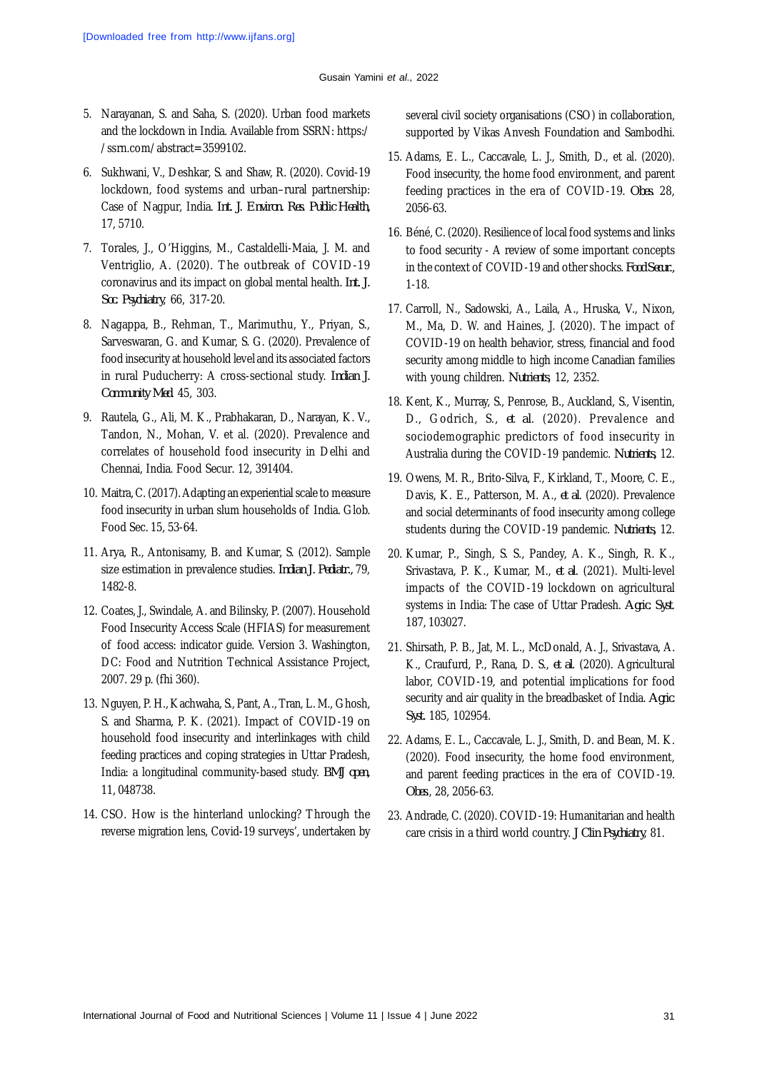5. Narayanan, S. and Saha, S. (2020). Urban food markets and the lockdown in India. Available from SSRN: https://ssrn.com/abstract=3599102.

6. Sukhwani, V., Deshkar, S. and Shaw, R. (2020). Covid-19 lockdown, food systems and urban–rural partnership: Case of Nagpur, India. *Int. J. Environ. Res. Public Health*, 17, 5710.

7. Torales, J., O'Higgins, M., Castaldelli-Maia, J. M. and Ventriglio, A. (2020). The outbreak of COVID-19 coronavirus and its impact on global mental health. *Int. J. Soc. Psychiatry*, 66, 317-20.

8. Nagappa, B., Rehman, T., Marimuthu, Y., Priyan, S., Sarveswaran, G. and Kumar, S. G. (2020). Prevalence of food insecurity at household level and its associated factors in rural Puducherry: A cross-sectional study. *Indian J. Community Med*. 45, 303.

9. Rautela, G., Ali, M. K., Prabhakaran, D., Narayan, K. V., Tandon, N., Mohan, V. et al. (2020). Prevalence and correlates of household food insecurity in Delhi and Chennai, India. Food Secur. 12, 391404.

10. Maitra, C. (2017). Adapting an experiential scale to measure food insecurity in urban slum households of India. Glob. Food Sec. 15, 53-64.

11. Arya, R., Antonisamy, B. and Kumar, S. (2012). Sample size estimation in prevalence studies. *Indian J. Pediatr.*, 79, 1482-8.

12. Coates, J., Swindale, A. and Bilinsky, P. (2007). Household Food Insecurity Access Scale (HFIAS) for measurement of food access: indicator guide. Version 3. Washington, DC: Food and Nutrition Technical Assistance Project, 2007. 29 p. (fhi 360).

13. Nguyen, P. H., Kachwaha, S., Pant, A., Tran, L. M., Ghosh, S. and Sharma, P. K. (2021). Impact of COVID-19 on household food insecurity and interlinkages with child feeding practices and coping strategies in Uttar Pradesh, India: a longitudinal community-based study. *BMJ open*, 11, 048738.

14. CSO. How is the hinterland unlocking? Through the reverse migration lens, Covid-19 surveys', undertaken by several civil society organisations (CSO) in collaboration, supported by Vikas Anvesh Foundation and Sambodhi.

15. Adams, E. L., Caccavale, L. J., Smith, D., et al. (2020). Food insecurity, the home food environment, and parent feeding practices in the era of COVID-19. *Obes*. 28, 2056-63.

16. Béné, C. (2020). Resilience of local food systems and links to food security - A review of some important concepts in the context of COVID-19 and other shocks. *Food Secur.*, 1-18.

17. Carroll, N., Sadowski, A., Laila, A., Hruska, V., Nixon, M., Ma, D. W. and Haines, J. (2020). The impact of COVID-19 on health behavior, stress, financial and food security among middle to high income Canadian families with young children. *Nutrients*, 12, 2352.

18. Kent, K., Murray, S., Penrose, B., Auckland, S., Visentin, D., Godrich, S., *et al*. (2020). Prevalence and sociodemographic predictors of food insecurity in Australia during the COVID-19 pandemic. *Nutrients*, 12.

19. Owens, M. R., Brito-Silva, F., Kirkland, T., Moore, C. E., Davis, K. E., Patterson, M. A., *et al*. (2020). Prevalence and social determinants of food insecurity among college students during the COVID-19 pandemic. *Nutrients*, 12.

20. Kumar, P., Singh, S. S., Pandey, A. K., Singh, R. K., Srivastava, P. K., Kumar, M., *et al*. (2021). Multi-level impacts of the COVID-19 lockdown on agricultural systems in India: The case of Uttar Pradesh. *Agric. Syst*. 187, 103027.

21. Shirsath, P. B., Jat, M. L., McDonald, A. J., Srivastava, A. K., Craufurd, P., Rana, D. S., *et al*. (2020). Agricultural labor, COVID-19, and potential implications for food security and air quality in the breadbasket of India. *Agric. Syst*. 185, 102954.

22. Adams, E. L., Caccavale, L. J., Smith, D. and Bean, M. K. (2020). Food insecurity, the home food environment, and parent feeding practices in the era of COVID-19. *Obes*, 28, 2056-63.

23. Andrade, C. (2020). COVID-19: Humanitarian and health care crisis in a third world country. *J Clin Psychiatry*, 81.